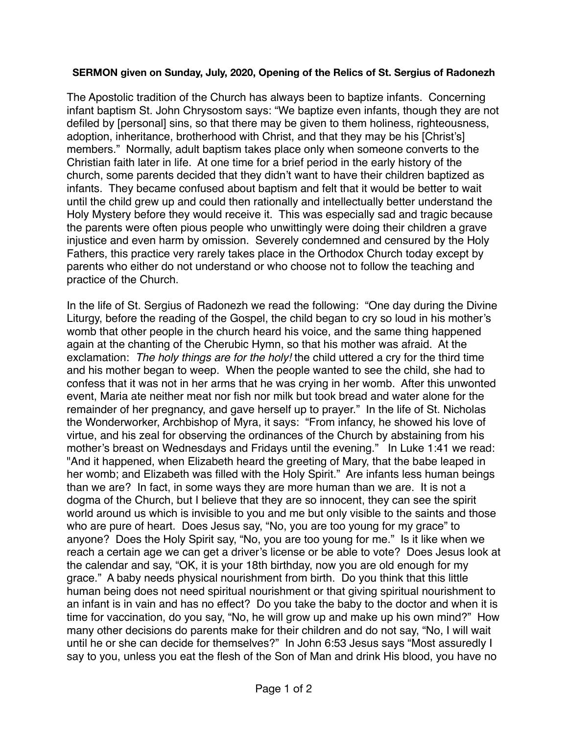**SERMON given on Sunday, July, 2020, Opening of the Relics of St. Sergius of Radonezh**

The Apostolic tradition of the Church has always been to baptize infants. Concerning infant baptism St. John Chrysostom says: "We baptize even infants, though they are not defiled by [personal] sins, so that there may be given to them holiness, righteousness, adoption, inheritance, brotherhood with Christ, and that they may be his [Christ's] members." Normally, adult baptism takes place only when someone converts to the Christian faith later in life. At one time for a brief period in the early history of the church, some parents decided that they didn't want to have their children baptized as infants. They became confused about baptism and felt that it would be better to wait until the child grew up and could then rationally and intellectually better understand the Holy Mystery before they would receive it. This was especially sad and tragic because the parents were often pious people who unwittingly were doing their children a grave injustice and even harm by omission. Severely condemned and censured by the Holy Fathers, this practice very rarely takes place in the Orthodox Church today except by parents who either do not understand or who choose not to follow the teaching and practice of the Church.

In the life of St. Sergius of Radonezh we read the following: "One day during the Divine Liturgy, before the reading of the Gospel, the child began to cry so loud in his mother's womb that other people in the church heard his voice, and the same thing happened again at the chanting of the Cherubic Hymn, so that his mother was afraid. At the exclamation: *The holy things are for the holy!* the child uttered a cry for the third time and his mother began to weep. When the people wanted to see the child, she had to confess that it was not in her arms that he was crying in her womb. After this unwonted event, Maria ate neither meat nor fish nor milk but took bread and water alone for the remainder of her pregnancy, and gave herself up to prayer." In the life of St. Nicholas the Wonderworker, Archbishop of Myra, it says: "From infancy, he showed his love of virtue, and his zeal for observing the ordinances of the Church by abstaining from his mother's breast on Wednesdays and Fridays until the evening." In Luke 1:41 we read: "And it happened, when Elizabeth heard the greeting of Mary, that the babe leaped in her womb; and Elizabeth was filled with the Holy Spirit." Are infants less human beings than we are? In fact, in some ways they are more human than we are. It is not a dogma of the Church, but I believe that they are so innocent, they can see the spirit world around us which is invisible to you and me but only visible to the saints and those who are pure of heart. Does Jesus say, "No, you are too young for my grace" to anyone? Does the Holy Spirit say, "No, you are too young for me." Is it like when we reach a certain age we can get a driver's license or be able to vote? Does Jesus look at the calendar and say, "OK, it is your 18th birthday, now you are old enough for my grace." A baby needs physical nourishment from birth. Do you think that this little human being does not need spiritual nourishment or that giving spiritual nourishment to an infant is in vain and has no effect? Do you take the baby to the doctor and when it is time for vaccination, do you say, "No, he will grow up and make up his own mind?" How many other decisions do parents make for their children and do not say, "No, I will wait until he or she can decide for themselves?" In John 6:53 Jesus says "Most assuredly I say to you, unless you eat the flesh of the Son of Man and drink His blood, you have no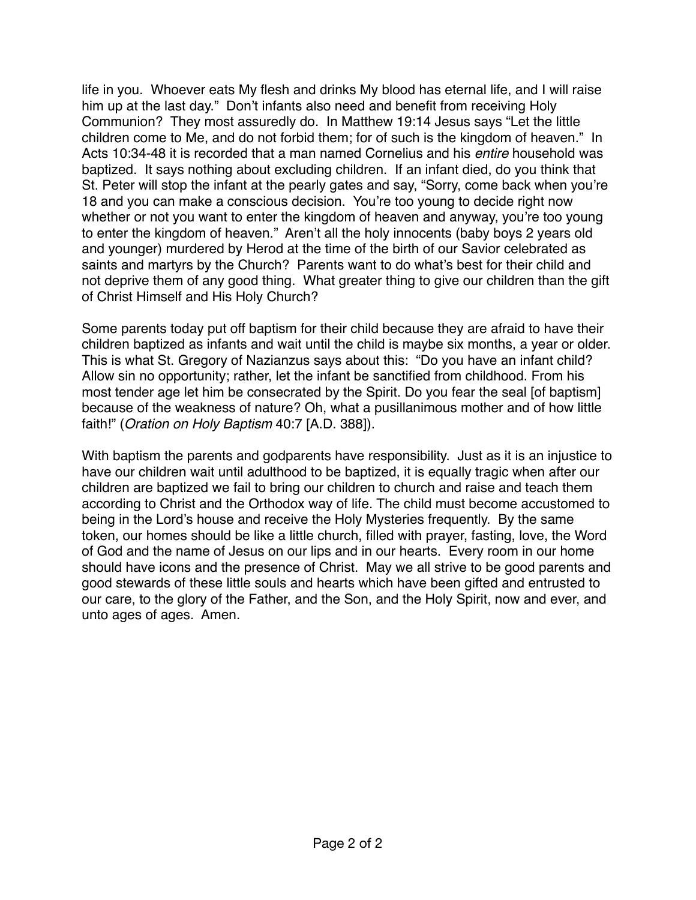life in you. Whoever eats My flesh and drinks My blood has eternal life, and I will raise him up at the last day." Don't infants also need and benefit from receiving Holy Communion? They most assuredly do. In Matthew 19:14 Jesus says "Let the little children come to Me, and do not forbid them; for of such is the kingdom of heaven." In Acts 10:34-48 it is recorded that a man named Cornelius and his *entire* household was baptized. It says nothing about excluding children. If an infant died, do you think that St. Peter will stop the infant at the pearly gates and say, "Sorry, come back when you're 18 and you can make a conscious decision. You're too young to decide right now whether or not you want to enter the kingdom of heaven and anyway, you're too young to enter the kingdom of heaven." Aren't all the holy innocents (baby boys 2 years old and younger) murdered by Herod at the time of the birth of our Savior celebrated as saints and martyrs by the Church? Parents want to do what's best for their child and not deprive them of any good thing. What greater thing to give our children than the gift of Christ Himself and His Holy Church?

Some parents today put off baptism for their child because they are afraid to have their children baptized as infants and wait until the child is maybe six months, a year or older. This is what St. Gregory of Nazianzus says about this: "Do you have an infant child? Allow sin no opportunity; rather, let the infant be sanctified from childhood. From his most tender age let him be consecrated by the Spirit. Do you fear the seal [of baptism] because of the weakness of nature? Oh, what a pusillanimous mother and of how little faith!" (*Oration on Holy Baptism* 40:7 [A.D. 388]).

With baptism the parents and godparents have responsibility. Just as it is an injustice to have our children wait until adulthood to be baptized, it is equally tragic when after our children are baptized we fail to bring our children to church and raise and teach them according to Christ and the Orthodox way of life. The child must become accustomed to being in the Lord's house and receive the Holy Mysteries frequently. By the same token, our homes should be like a little church, filled with prayer, fasting, love, the Word of God and the name of Jesus on our lips and in our hearts. Every room in our home should have icons and the presence of Christ. May we all strive to be good parents and good stewards of these little souls and hearts which have been gifted and entrusted to our care, to the glory of the Father, and the Son, and the Holy Spirit, now and ever, and unto ages of ages. Amen.